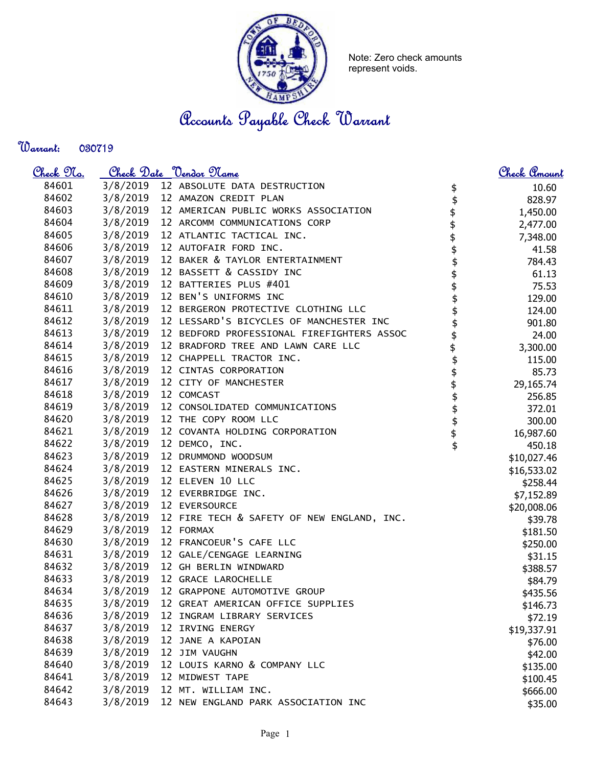Note: Zero check amounts represent voids.

# Accounts Payable Check Warrant

**Warrant:** 030719

| Check No. | Check Date | Vendor Name | Check Amount |
|---|---|---|---|
| 84601 | 3/8/2019 | 12 ABSOLUTE DATA DESTRUCTION | $ 10.60 |
| 84602 | 3/8/2019 | 12 AMAZON CREDIT PLAN | $ 828.97 |
| 84603 | 3/8/2019 | 12 AMERICAN PUBLIC WORKS ASSOCIATION | $ 1,450.00 |
| 84604 | 3/8/2019 | 12 ARCOMM COMMUNICATIONS CORP | $ 2,477.00 |
| 84605 | 3/8/2019 | 12 ATLANTIC TACTICAL INC. | $ 7,348.00 |
| 84606 | 3/8/2019 | 12 AUTOFAIR FORD INC. | $ 41.58 |
| 84607 | 3/8/2019 | 12 BAKER & TAYLOR ENTERTAINMENT | $ 784.43 |
| 84608 | 3/8/2019 | 12 BASSETT & CASSIDY INC | $ 61.13 |
| 84609 | 3/8/2019 | 12 BATTERIES PLUS #401 | $ 75.53 |
| 84610 | 3/8/2019 | 12 BEN'S UNIFORMS INC | $ 129.00 |
| 84611 | 3/8/2019 | 12 BERGERON PROTECTIVE CLOTHING LLC | $ 124.00 |
| 84612 | 3/8/2019 | 12 LESSARD'S BICYCLES OF MANCHESTER INC | $ 901.80 |
| 84613 | 3/8/2019 | 12 BEDFORD PROFESSIONAL FIREFIGHTERS ASSOC | $ 24.00 |
| 84614 | 3/8/2019 | 12 BRADFORD TREE AND LAWN CARE LLC | $ 3,300.00 |
| 84615 | 3/8/2019 | 12 CHAPPELL TRACTOR INC. | $ 115.00 |
| 84616 | 3/8/2019 | 12 CINTAS CORPORATION | $ 85.73 |
| 84617 | 3/8/2019 | 12 CITY OF MANCHESTER | $ 29,165.74 |
| 84618 | 3/8/2019 | 12 COMCAST | $ 256.85 |
| 84619 | 3/8/2019 | 12 CONSOLIDATED COMMUNICATIONS | $ 372.01 |
| 84620 | 3/8/2019 | 12 THE COPY ROOM LLC | $ 300.00 |
| 84621 | 3/8/2019 | 12 COVANTA HOLDING CORPORATION | $ 16,987.60 |
| 84622 | 3/8/2019 | 12 DEMCO, INC. | $ 450.18 |
| 84623 | 3/8/2019 | 12 DRUMMOND WOODSUM | $10,027.46 |
| 84624 | 3/8/2019 | 12 EASTERN MINERALS INC. | $16,533.02 |
| 84625 | 3/8/2019 | 12 ELEVEN 10 LLC | $258.44 |
| 84626 | 3/8/2019 | 12 EVERBRIDGE INC. | $7,152.89 |
| 84627 | 3/8/2019 | 12 EVERSOURCE | $20,008.06 |
| 84628 | 3/8/2019 | 12 FIRE TECH & SAFETY OF NEW ENGLAND, INC. | $39.78 |
| 84629 | 3/8/2019 | 12 FORMAX | $181.50 |
| 84630 | 3/8/2019 | 12 FRANCOEUR'S CAFE LLC | $250.00 |
| 84631 | 3/8/2019 | 12 GALE/CENGAGE LEARNING | $31.15 |
| 84632 | 3/8/2019 | 12 GH BERLIN WINDWARD | $388.57 |
| 84633 | 3/8/2019 | 12 GRACE LAROCHELLE | $84.79 |
| 84634 | 3/8/2019 | 12 GRAPPONE AUTOMOTIVE GROUP | $435.56 |
| 84635 | 3/8/2019 | 12 GREAT AMERICAN OFFICE SUPPLIES | $146.73 |
| 84636 | 3/8/2019 | 12 INGRAM LIBRARY SERVICES | $72.19 |
| 84637 | 3/8/2019 | 12 IRVING ENERGY | $19,337.91 |
| 84638 | 3/8/2019 | 12 JANE A KAPOIAN | $76.00 |
| 84639 | 3/8/2019 | 12 JIM VAUGHN | $42.00 |
| 84640 | 3/8/2019 | 12 LOUIS KARNO & COMPANY LLC | $135.00 |
| 84641 | 3/8/2019 | 12 MIDWEST TAPE | $100.45 |
| 84642 | 3/8/2019 | 12 MT. WILLIAM INC. | $666.00 |
| 84643 | 3/8/2019 | 12 NEW ENGLAND PARK ASSOCIATION INC | $35.00 |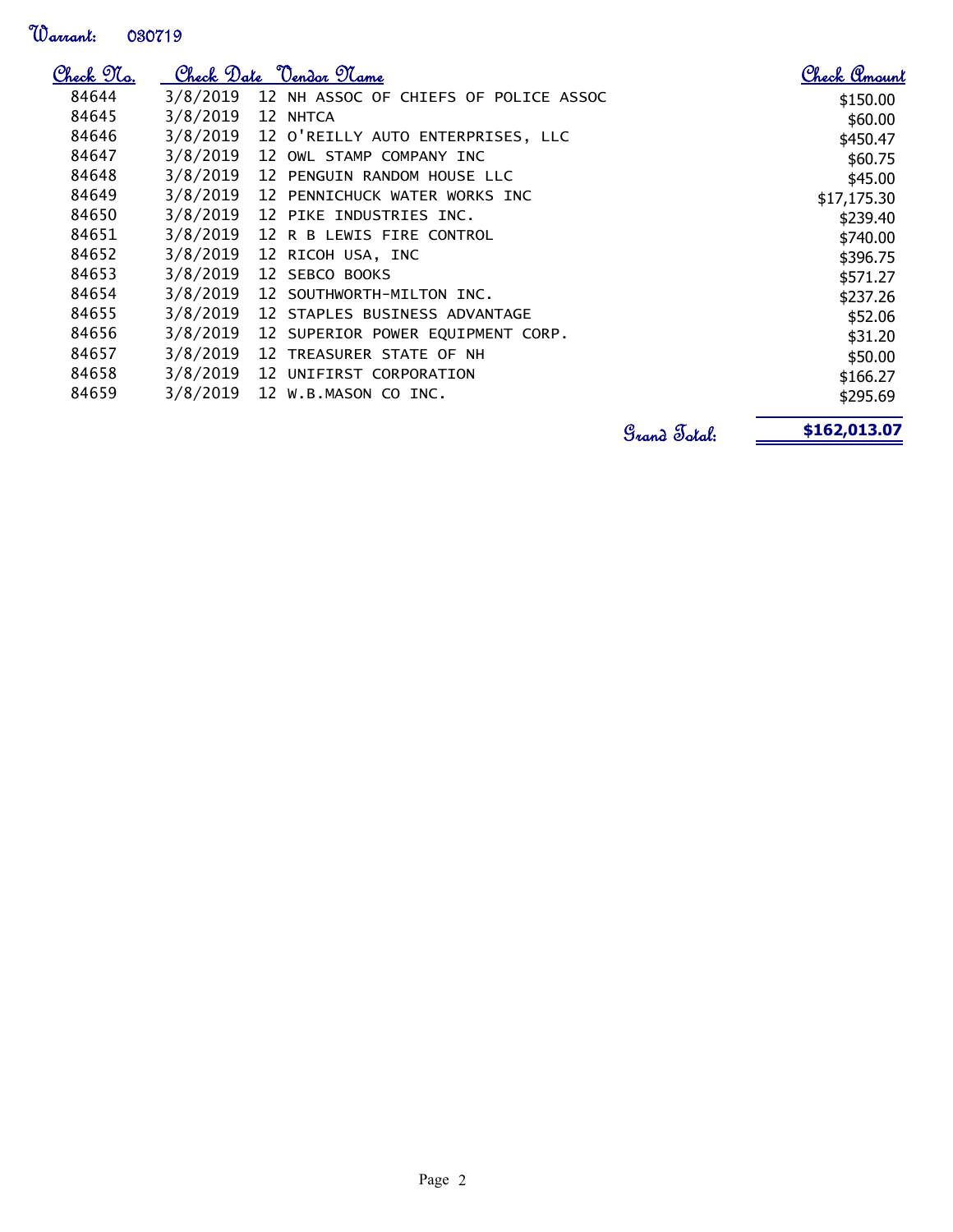Warrant: 030719

| Check No. | Check Date | Vendor Name | Check Amount |
|---|---|---|---|
| 84644 | 3/8/2019 | 12 NH ASSOC OF CHIEFS OF POLICE ASSOC | $150.00 |
| 84645 | 3/8/2019 | 12 NHTCA | $60.00 |
| 84646 | 3/8/2019 | 12 O'REILLY AUTO ENTERPRISES, LLC | $450.47 |
| 84647 | 3/8/2019 | 12 OWL STAMP COMPANY INC | $60.75 |
| 84648 | 3/8/2019 | 12 PENGUIN RANDOM HOUSE LLC | $45.00 |
| 84649 | 3/8/2019 | 12 PENNICHUCK WATER WORKS INC | $17,175.30 |
| 84650 | 3/8/2019 | 12 PIKE INDUSTRIES INC. | $239.40 |
| 84651 | 3/8/2019 | 12 R B LEWIS FIRE CONTROL | $740.00 |
| 84652 | 3/8/2019 | 12 RICOH USA, INC | $396.75 |
| 84653 | 3/8/2019 | 12 SEBCO BOOKS | $571.27 |
| 84654 | 3/8/2019 | 12 SOUTHWORTH-MILTON INC. | $237.26 |
| 84655 | 3/8/2019 | 12 STAPLES BUSINESS ADVANTAGE | $52.06 |
| 84656 | 3/8/2019 | 12 SUPERIOR POWER EQUIPMENT CORP. | $31.20 |
| 84657 | 3/8/2019 | 12 TREASURER STATE OF NH | $50.00 |
| 84658 | 3/8/2019 | 12 UNIFIRST CORPORATION | $166.27 |
| 84659 | 3/8/2019 | 12 W.B.MASON CO INC. | $295.69 |
| | | **Grand Total:** | **$162,013.07** |